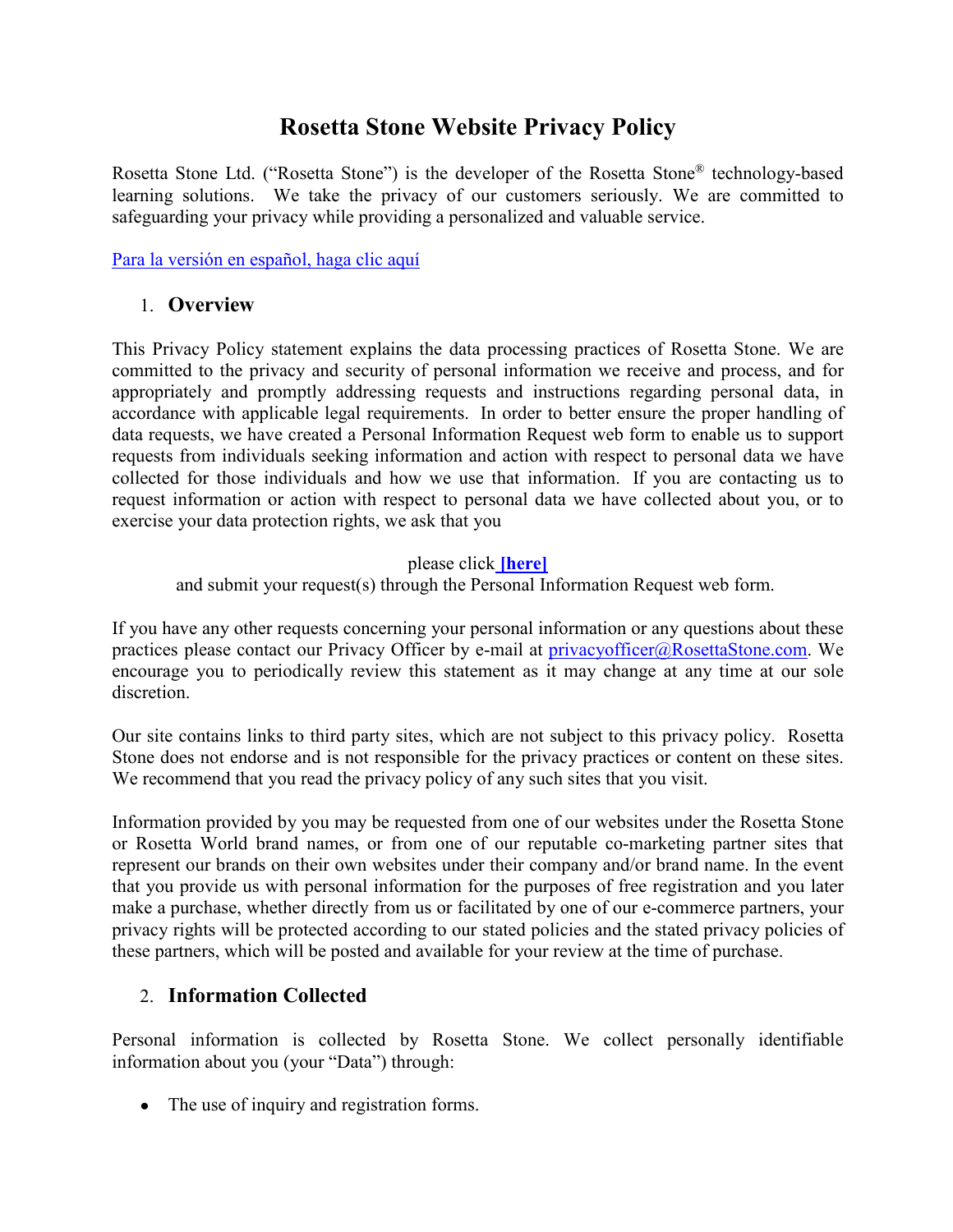# Rosetta Stone Website Privacy Policy

Rosetta Stone Ltd. ("Rosetta Stone") is the developer of the Rosetta Stone® technology-based learning solutions. We take the privacy of our customers seriously. We are committed to safeguarding your privacy while providing a personalized and valuable service.

[Para la versión en español, haga clic aquí]

## 1. Overview

This Privacy Policy statement explains the data processing practices of Rosetta Stone. We are committed to the privacy and security of personal information we receive and process, and for appropriately and promptly addressing requests and instructions regarding personal data, in accordance with applicable legal requirements. In order to better ensure the proper handling of data requests, we have created a Personal Information Request web form to enable us to support requests from individuals seeking information and action with respect to personal data we have collected for those individuals and how we use that information. If you are contacting us to request information or action with respect to personal data we have collected about you, or to exercise your data protection rights, we ask that you

please click **[here]**
and submit your request(s) through the Personal Information Request web form.

If you have any other requests concerning your personal information or any questions about these practices please contact our Privacy Officer by e-mail at privacyofficer@RosettaStone.com. We encourage you to periodically review this statement as it may change at any time at our sole discretion.

Our site contains links to third party sites, which are not subject to this privacy policy. Rosetta Stone does not endorse and is not responsible for the privacy practices or content on these sites. We recommend that you read the privacy policy of any such sites that you visit.

Information provided by you may be requested from one of our websites under the Rosetta Stone or Rosetta World brand names, or from one of our reputable co-marketing partner sites that represent our brands on their own websites under their company and/or brand name. In the event that you provide us with personal information for the purposes of free registration and you later make a purchase, whether directly from us or facilitated by one of our e-commerce partners, your privacy rights will be protected according to our stated policies and the stated privacy policies of these partners, which will be posted and available for your review at the time of purchase.

## 2. Information Collected

Personal information is collected by Rosetta Stone. We collect personally identifiable information about you (your "Data") through:

- The use of inquiry and registration forms.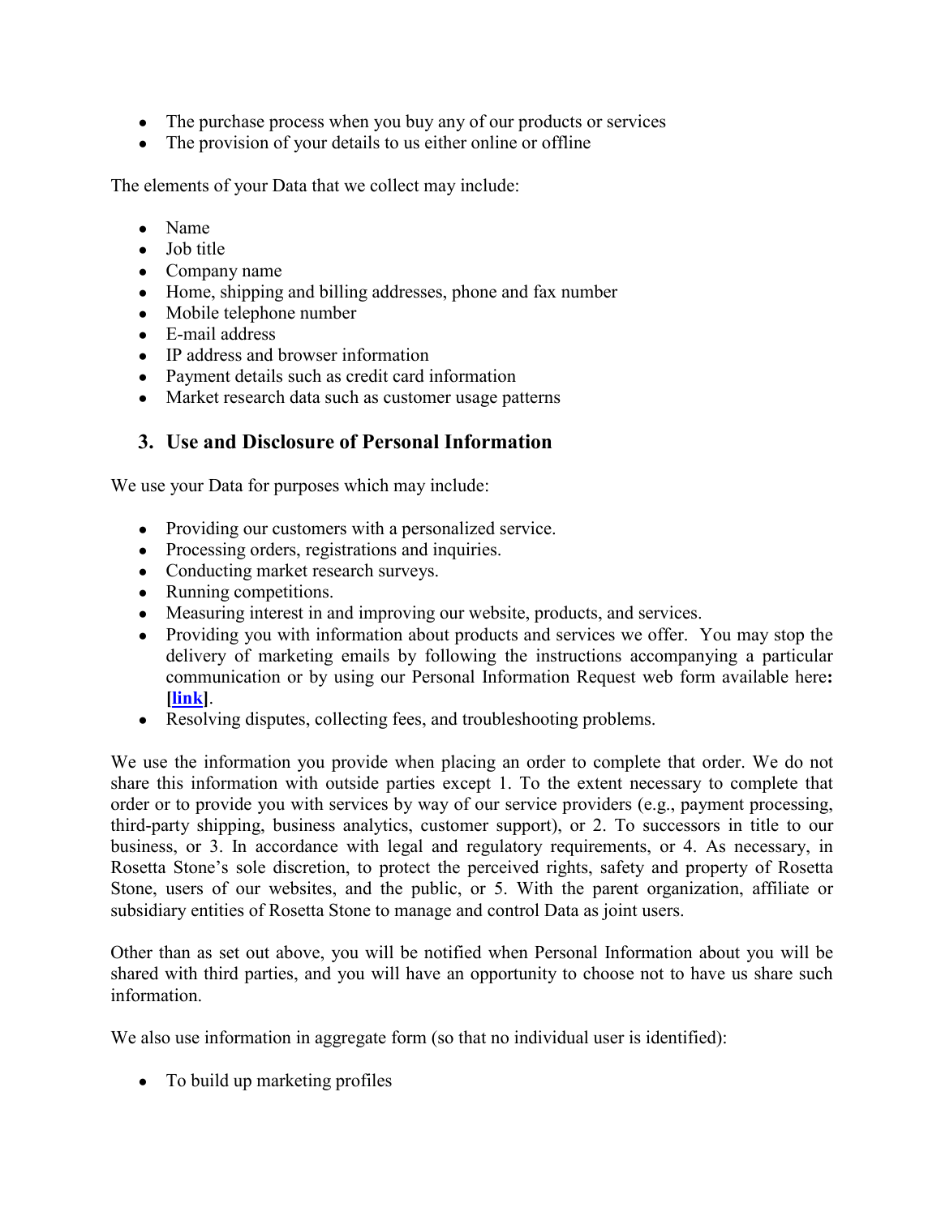- The purchase process when you buy any of our products or services
- The provision of your details to us either online or offline

The elements of your Data that we collect may include:

- Name
- Job title
- Company name
- Home, shipping and billing addresses, phone and fax number
- Mobile telephone number
- E-mail address
- IP address and browser information
- Payment details such as credit card information
- Market research data such as customer usage patterns

## 3. Use and Disclosure of Personal Information

We use your Data for purposes which may include:

- Providing our customers with a personalized service.
- Processing orders, registrations and inquiries.
- Conducting market research surveys.
- Running competitions.
- Measuring interest in and improving our website, products, and services.
- Providing you with information about products and services we offer. You may stop the delivery of marketing emails by following the instructions accompanying a particular communication or by using our Personal Information Request web form available here**: [link]**.
- Resolving disputes, collecting fees, and troubleshooting problems.

We use the information you provide when placing an order to complete that order. We do not share this information with outside parties except 1. To the extent necessary to complete that order or to provide you with services by way of our service providers (e.g., payment processing, third-party shipping, business analytics, customer support), or 2. To successors in title to our business, or 3. In accordance with legal and regulatory requirements, or 4. As necessary, in Rosetta Stone's sole discretion, to protect the perceived rights, safety and property of Rosetta Stone, users of our websites, and the public, or 5. With the parent organization, affiliate or subsidiary entities of Rosetta Stone to manage and control Data as joint users.

Other than as set out above, you will be notified when Personal Information about you will be shared with third parties, and you will have an opportunity to choose not to have us share such information.

We also use information in aggregate form (so that no individual user is identified):

- To build up marketing profiles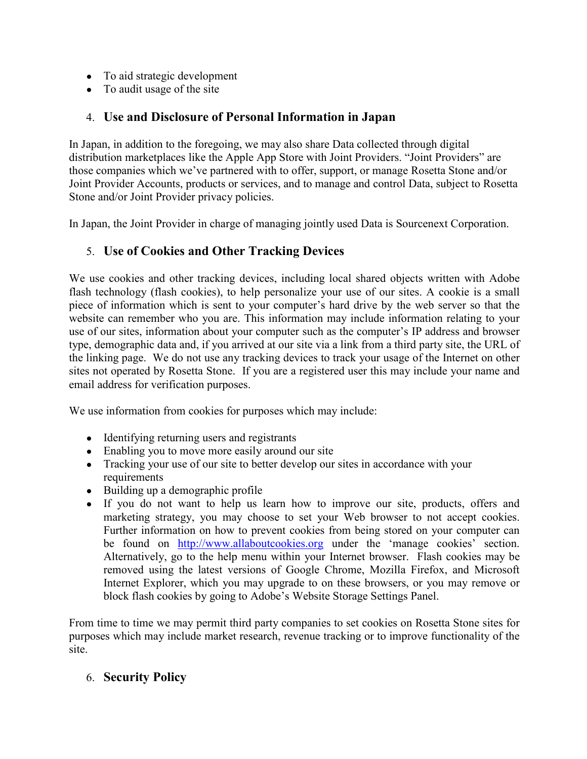- To aid strategic development
- To audit usage of the site

## 4. Use and Disclosure of Personal Information in Japan

In Japan, in addition to the foregoing, we may also share Data collected through digital distribution marketplaces like the Apple App Store with Joint Providers. "Joint Providers" are those companies which we've partnered with to offer, support, or manage Rosetta Stone and/or Joint Provider Accounts, products or services, and to manage and control Data, subject to Rosetta Stone and/or Joint Provider privacy policies.

In Japan, the Joint Provider in charge of managing jointly used Data is Sourcenext Corporation.

## 5. Use of Cookies and Other Tracking Devices

We use cookies and other tracking devices, including local shared objects written with Adobe flash technology (flash cookies), to help personalize your use of our sites. A cookie is a small piece of information which is sent to your computer's hard drive by the web server so that the website can remember who you are. This information may include information relating to your use of our sites, information about your computer such as the computer's IP address and browser type, demographic data and, if you arrived at our site via a link from a third party site, the URL of the linking page. We do not use any tracking devices to track your usage of the Internet on other sites not operated by Rosetta Stone. If you are a registered user this may include your name and email address for verification purposes.

We use information from cookies for purposes which may include:

- Identifying returning users and registrants
- Enabling you to move more easily around our site
- Tracking your use of our site to better develop our sites in accordance with your requirements
- Building up a demographic profile
- If you do not want to help us learn how to improve our site, products, offers and marketing strategy, you may choose to set your Web browser to not accept cookies. Further information on how to prevent cookies from being stored on your computer can be found on [http://www.allaboutcookies.org](http://www.allaboutcookies.org) under the 'manage cookies' section. Alternatively, go to the help menu within your Internet browser. Flash cookies may be removed using the latest versions of Google Chrome, Mozilla Firefox, and Microsoft Internet Explorer, which you may upgrade to on these browsers, or you may remove or block flash cookies by going to Adobe's Website Storage Settings Panel.

From time to time we may permit third party companies to set cookies on Rosetta Stone sites for purposes which may include market research, revenue tracking or to improve functionality of the site.

## 6. Security Policy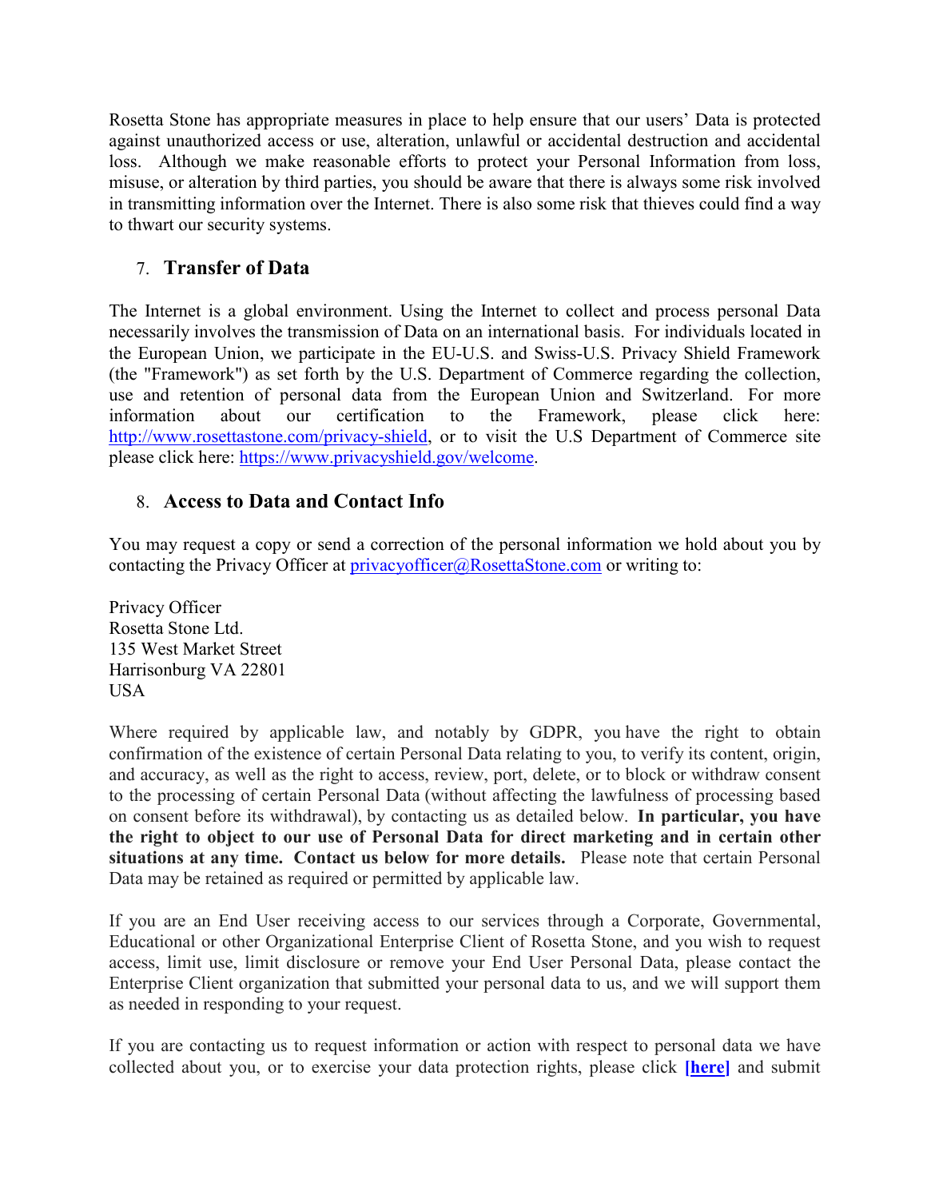Rosetta Stone has appropriate measures in place to help ensure that our users' Data is protected against unauthorized access or use, alteration, unlawful or accidental destruction and accidental loss. Although we make reasonable efforts to protect your Personal Information from loss, misuse, or alteration by third parties, you should be aware that there is always some risk involved in transmitting information over the Internet. There is also some risk that thieves could find a way to thwart our security systems.

## 7. Transfer of Data

The Internet is a global environment. Using the Internet to collect and process personal Data necessarily involves the transmission of Data on an international basis. For individuals located in the European Union, we participate in the EU-U.S. and Swiss-U.S. Privacy Shield Framework (the "Framework") as set forth by the U.S. Department of Commerce regarding the collection, use and retention of personal data from the European Union and Switzerland. For more information about our certification to the Framework, please click here: [http://www.rosettastone.com/privacy-shield](http://www.rosettastone.com/privacy-shield), or to visit the U.S Department of Commerce site please click here: [https://www.privacyshield.gov/welcome](https://www.privacyshield.gov/welcome).

## 8. Access to Data and Contact Info

You may request a copy or send a correction of the personal information we hold about you by contacting the Privacy Officer at [privacyofficer@RosettaStone.com](mailto:privacyofficer@RosettaStone.com) or writing to:

Privacy Officer
Rosetta Stone Ltd.
135 West Market Street
Harrisonburg VA 22801
USA

Where required by applicable law, and notably by GDPR, you have the right to obtain confirmation of the existence of certain Personal Data relating to you, to verify its content, origin, and accuracy, as well as the right to access, review, port, delete, or to block or withdraw consent to the processing of certain Personal Data (without affecting the lawfulness of processing based on consent before its withdrawal), by contacting us as detailed below. **In particular, you have the right to object to our use of Personal Data for direct marketing and in certain other situations at any time. Contact us below for more details.** Please note that certain Personal Data may be retained as required or permitted by applicable law.

If you are an End User receiving access to our services through a Corporate, Governmental, Educational or other Organizational Enterprise Client of Rosetta Stone, and you wish to request access, limit use, limit disclosure or remove your End User Personal Data, please contact the Enterprise Client organization that submitted your personal data to us, and we will support them as needed in responding to your request.

If you are contacting us to request information or action with respect to personal data we have collected about you, or to exercise your data protection rights, please click **[here]** and submit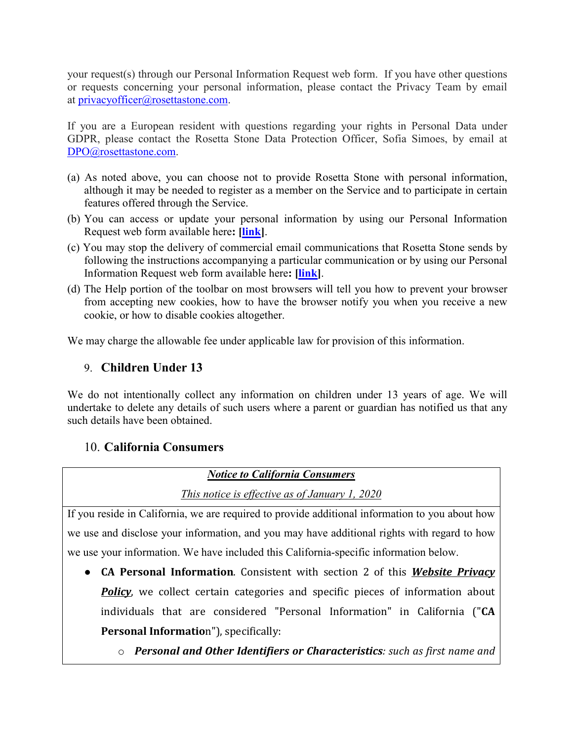your request(s) through our Personal Information Request web form. If you have other questions or requests concerning your personal information, please contact the Privacy Team by email at privacyofficer@rosettastone.com.

If you are a European resident with questions regarding your rights in Personal Data under GDPR, please contact the Rosetta Stone Data Protection Officer, Sofia Simoes, by email at DPO@rosettastone.com.

(a) As noted above, you can choose not to provide Rosetta Stone with personal information, although it may be needed to register as a member on the Service and to participate in certain features offered through the Service.

(b) You can access or update your personal information by using our Personal Information Request web form available here**: [link]**.

(c) You may stop the delivery of commercial email communications that Rosetta Stone sends by following the instructions accompanying a particular communication or by using our Personal Information Request web form available here**: [link]**.

(d) The Help portion of the toolbar on most browsers will tell you how to prevent your browser from accepting new cookies, how to have the browser notify you when you receive a new cookie, or how to disable cookies altogether.

We may charge the allowable fee under applicable law for provision of this information.

## 9. Children Under 13

We do not intentionally collect any information on children under 13 years of age. We will undertake to delete any details of such users where a parent or guardian has notified us that any such details have been obtained.

## 10. California Consumers

| ***Notice to California Consumers*** <br> *This notice is effective as of January 1, 2020* |
|---|
| If you reside in California, we are required to provide additional information to you about how we use and disclose your information, and you may have additional rights with regard to how we use your information. We have included this California-specific information below. <br> ● **CA Personal Information**. Consistent with section 2 of this ***Website Privacy Policy***, we collect certain categories and specific pieces of information about individuals that are considered "Personal Information" in California ("**CA Personal Information**"), specifically: <br> o ***Personal and Other Identifiers or Characteristics****: such as first name and* |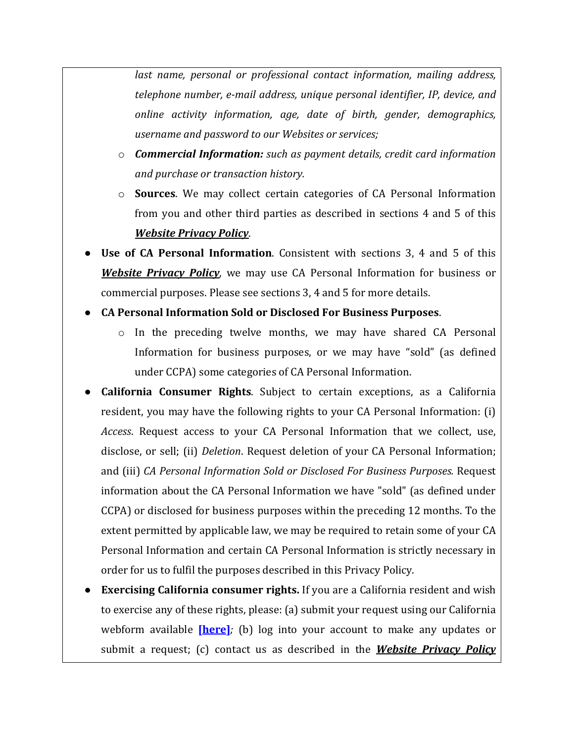*last name, personal or professional contact information, mailing address, telephone number, e-mail address, unique personal identifier, IP, device, and online activity information, age, date of birth, gender, demographics, username and password to our Websites or services;*

  - ***Commercial Information:*** *such as payment details, credit card information and purchase or transaction history.*
  - **Sources**. We may collect certain categories of CA Personal Information from you and other third parties as described in sections 4 and 5 of this ***Website Privacy Policy***.

- **Use of CA Personal Information**. Consistent with sections 3, 4 and 5 of this ***Website Privacy Policy***, we may use CA Personal Information for business or commercial purposes. Please see sections 3, 4 and 5 for more details.
- **CA Personal Information Sold or Disclosed For Business Purposes**.
  - In the preceding twelve months, we may have shared CA Personal Information for business purposes, or we may have "sold" (as defined under CCPA) some categories of CA Personal Information.
- **California Consumer Rights**. Subject to certain exceptions, as a California resident, you may have the following rights to your CA Personal Information: (i) *Access*. Request access to your CA Personal Information that we collect, use, disclose, or sell; (ii) *Deletion*. Request deletion of your CA Personal Information; and (iii) *CA Personal Information Sold or Disclosed For Business Purposes.* Request information about the CA Personal Information we have "sold" (as defined under CCPA) or disclosed for business purposes within the preceding 12 months. To the extent permitted by applicable law, we may be required to retain some of your CA Personal Information and certain CA Personal Information is strictly necessary in order for us to fulfil the purposes described in this Privacy Policy.
- **Exercising California consumer rights.** If you are a California resident and wish to exercise any of these rights, please: (a) submit your request using our California webform available **[here]***;* (b) log into your account to make any updates or submit a request; (c) contact us as described in the ***Website Privacy Policy***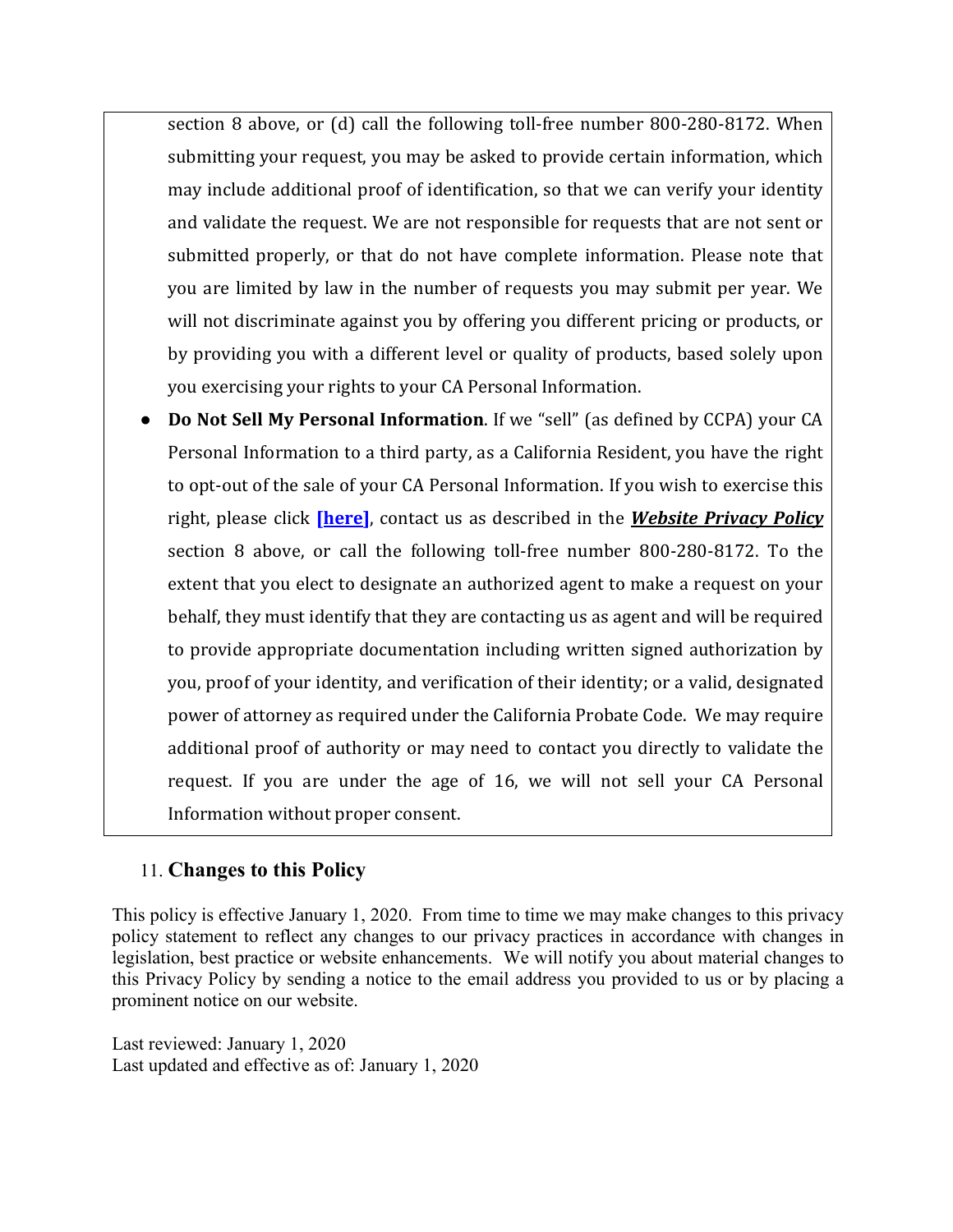section 8 above, or (d) call the following toll-free number 800-280-8172. When submitting your request, you may be asked to provide certain information, which may include additional proof of identification, so that we can verify your identity and validate the request. We are not responsible for requests that are not sent or submitted properly, or that do not have complete information. Please note that you are limited by law in the number of requests you may submit per year. We will not discriminate against you by offering you different pricing or products, or by providing you with a different level or quality of products, based solely upon you exercising your rights to your CA Personal Information.

- **Do Not Sell My Personal Information**. If we "sell" (as defined by CCPA) your CA Personal Information to a third party, as a California Resident, you have the right to opt-out of the sale of your CA Personal Information. If you wish to exercise this right, please click **[here]**, contact us as described in the ***Website Privacy Policy*** section 8 above, or call the following toll-free number 800-280-8172. To the extent that you elect to designate an authorized agent to make a request on your behalf, they must identify that they are contacting us as agent and will be required to provide appropriate documentation including written signed authorization by you, proof of your identity, and verification of their identity; or a valid, designated power of attorney as required under the California Probate Code. We may require additional proof of authority or may need to contact you directly to validate the request. If you are under the age of 16, we will not sell your CA Personal Information without proper consent.

## 11. Changes to this Policy

This policy is effective January 1, 2020. From time to time we may make changes to this privacy policy statement to reflect any changes to our privacy practices in accordance with changes in legislation, best practice or website enhancements. We will notify you about material changes to this Privacy Policy by sending a notice to the email address you provided to us or by placing a prominent notice on our website.

Last reviewed: January 1, 2020
Last updated and effective as of: January 1, 2020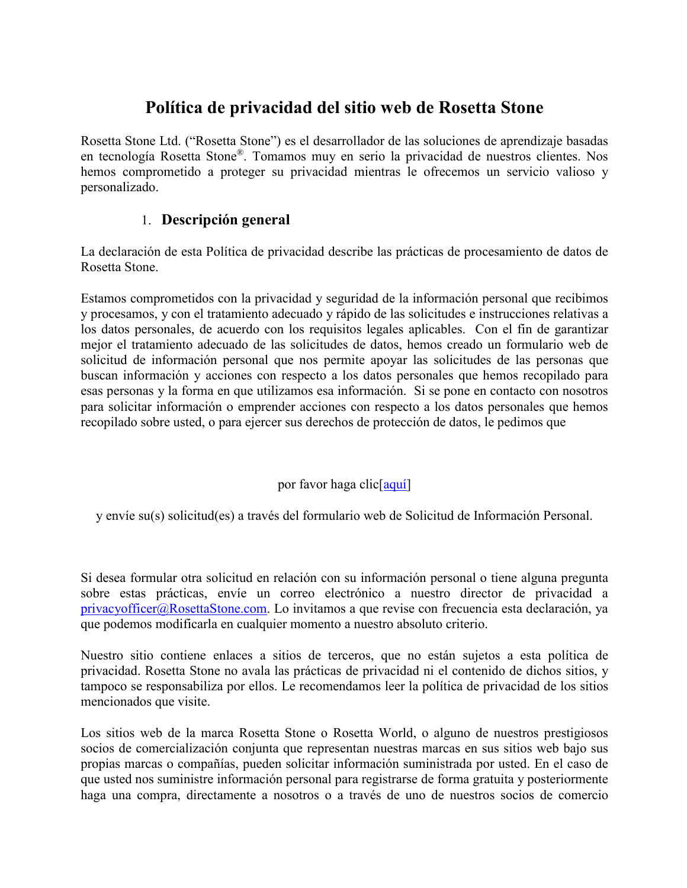# Política de privacidad del sitio web de Rosetta Stone

Rosetta Stone Ltd. ("Rosetta Stone") es el desarrollador de las soluciones de aprendizaje basadas en tecnología Rosetta Stone®. Tomamos muy en serio la privacidad de nuestros clientes. Nos hemos comprometido a proteger su privacidad mientras le ofrecemos un servicio valioso y personalizado.

## 1. Descripción general

La declaración de esta Política de privacidad describe las prácticas de procesamiento de datos de Rosetta Stone.

Estamos comprometidos con la privacidad y seguridad de la información personal que recibimos y procesamos, y con el tratamiento adecuado y rápido de las solicitudes e instrucciones relativas a los datos personales, de acuerdo con los requisitos legales aplicables. Con el fin de garantizar mejor el tratamiento adecuado de las solicitudes de datos, hemos creado un formulario web de solicitud de información personal que nos permite apoyar las solicitudes de las personas que buscan información y acciones con respecto a los datos personales que hemos recopilado para esas personas y la forma en que utilizamos esa información. Si se pone en contacto con nosotros para solicitar información o emprender acciones con respecto a los datos personales que hemos recopilado sobre usted, o para ejercer sus derechos de protección de datos, le pedimos que

por favor haga clic[aquí]

y envíe su(s) solicitud(es) a través del formulario web de Solicitud de Información Personal.

Si desea formular otra solicitud en relación con su información personal o tiene alguna pregunta sobre estas prácticas, envíe un correo electrónico a nuestro director de privacidad a privacyofficer@RosettaStone.com. Lo invitamos a que revise con frecuencia esta declaración, ya que podemos modificarla en cualquier momento a nuestro absoluto criterio.

Nuestro sitio contiene enlaces a sitios de terceros, que no están sujetos a esta política de privacidad. Rosetta Stone no avala las prácticas de privacidad ni el contenido de dichos sitios, y tampoco se responsabiliza por ellos. Le recomendamos leer la política de privacidad de los sitios mencionados que visite.

Los sitios web de la marca Rosetta Stone o Rosetta World, o alguno de nuestros prestigiosos socios de comercialización conjunta que representan nuestras marcas en sus sitios web bajo sus propias marcas o compañías, pueden solicitar información suministrada por usted. En el caso de que usted nos suministre información personal para registrarse de forma gratuita y posteriormente haga una compra, directamente a nosotros o a través de uno de nuestros socios de comercio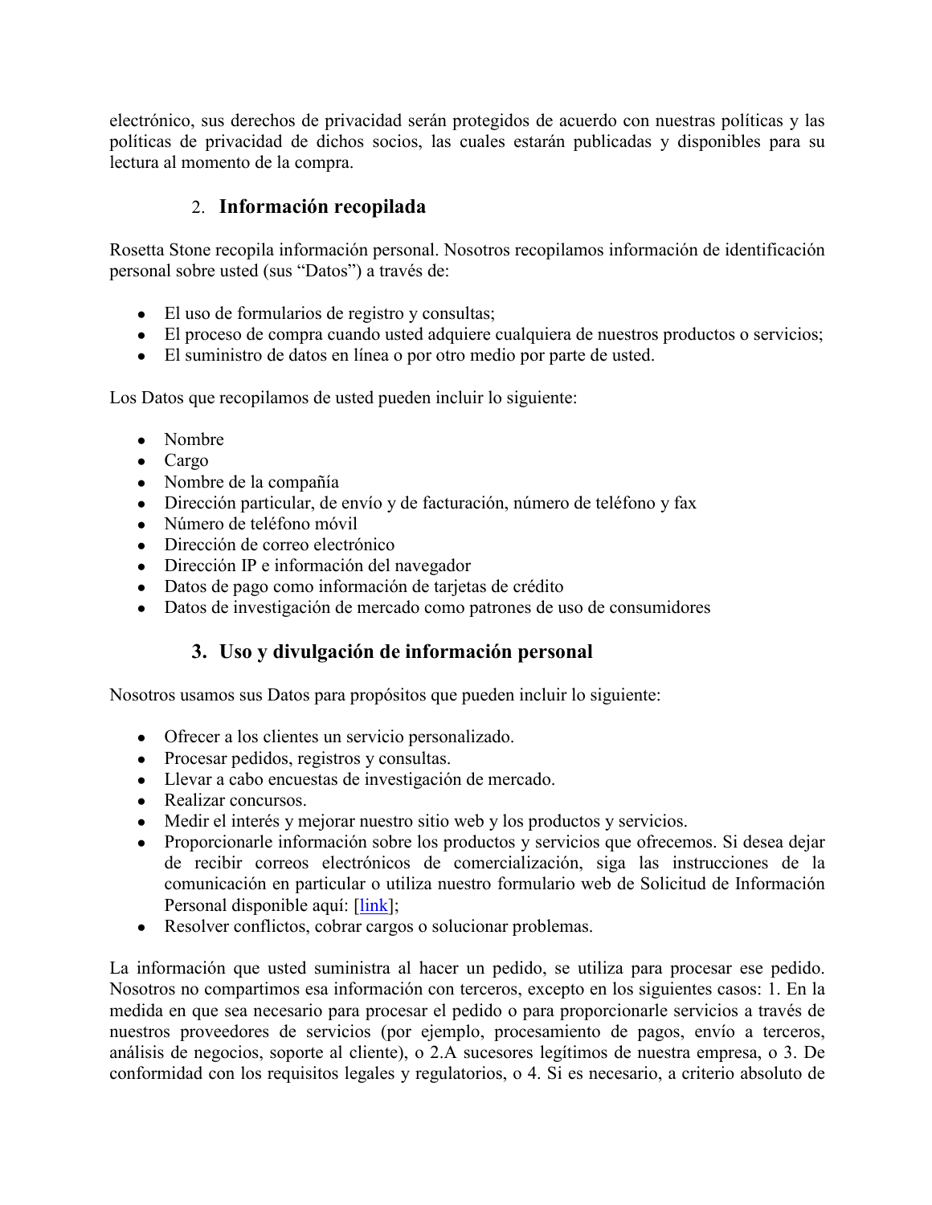electrónico, sus derechos de privacidad serán protegidos de acuerdo con nuestras políticas y las políticas de privacidad de dichos socios, las cuales estarán publicadas y disponibles para su lectura al momento de la compra.

## 2. Información recopilada

Rosetta Stone recopila información personal. Nosotros recopilamos información de identificación personal sobre usted (sus "Datos") a través de:

- El uso de formularios de registro y consultas;
- El proceso de compra cuando usted adquiere cualquiera de nuestros productos o servicios;
- El suministro de datos en línea o por otro medio por parte de usted.

Los Datos que recopilamos de usted pueden incluir lo siguiente:

- Nombre
- Cargo
- Nombre de la compañía
- Dirección particular, de envío y de facturación, número de teléfono y fax
- Número de teléfono móvil
- Dirección de correo electrónico
- Dirección IP e información del navegador
- Datos de pago como información de tarjetas de crédito
- Datos de investigación de mercado como patrones de uso de consumidores

## 3. Uso y divulgación de información personal

Nosotros usamos sus Datos para propósitos que pueden incluir lo siguiente:

- Ofrecer a los clientes un servicio personalizado.
- Procesar pedidos, registros y consultas.
- Llevar a cabo encuestas de investigación de mercado.
- Realizar concursos.
- Medir el interés y mejorar nuestro sitio web y los productos y servicios.
- Proporcionarle información sobre los productos y servicios que ofrecemos. Si desea dejar de recibir correos electrónicos de comercialización, siga las instrucciones de la comunicación en particular o utiliza nuestro formulario web de Solicitud de Información Personal disponible aquí: [link];
- Resolver conflictos, cobrar cargos o solucionar problemas.

La información que usted suministra al hacer un pedido, se utiliza para procesar ese pedido. Nosotros no compartimos esa información con terceros, excepto en los siguientes casos: 1. En la medida en que sea necesario para procesar el pedido o para proporcionarle servicios a través de nuestros proveedores de servicios (por ejemplo, procesamiento de pagos, envío a terceros, análisis de negocios, soporte al cliente), o 2.A sucesores legítimos de nuestra empresa, o 3. De conformidad con los requisitos legales y regulatorios, o 4. Si es necesario, a criterio absoluto de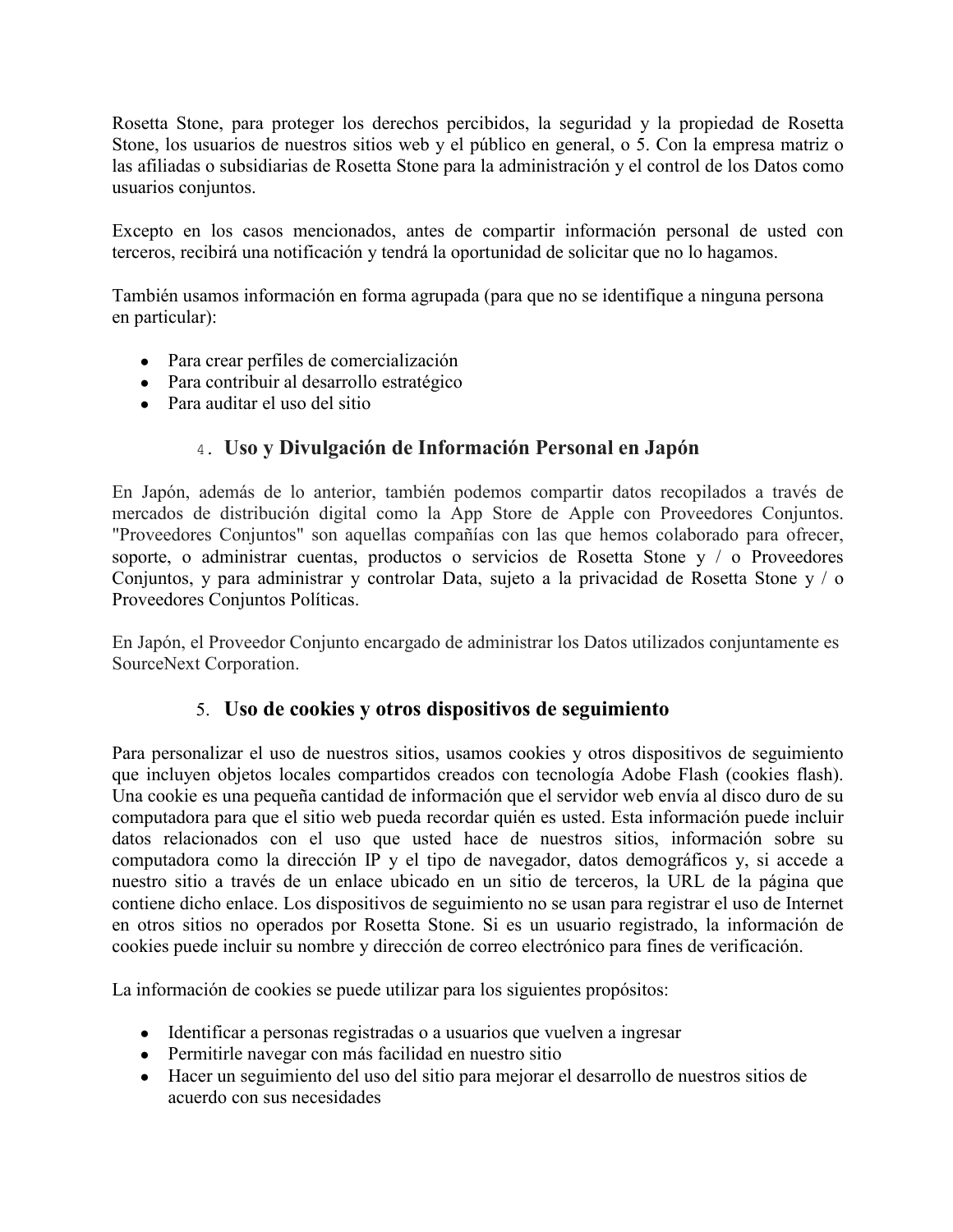Rosetta Stone, para proteger los derechos percibidos, la seguridad y la propiedad de Rosetta Stone, los usuarios de nuestros sitios web y el público en general, o 5. Con la empresa matriz o las afiliadas o subsidiarias de Rosetta Stone para la administración y el control de los Datos como usuarios conjuntos.

Excepto en los casos mencionados, antes de compartir información personal de usted con terceros, recibirá una notificación y tendrá la oportunidad de solicitar que no lo hagamos.

También usamos información en forma agrupada (para que no se identifique a ninguna persona en particular):

- Para crear perfiles de comercialización
- Para contribuir al desarrollo estratégico
- Para auditar el uso del sitio

## 4. Uso y Divulgación de Información Personal en Japón

En Japón, además de lo anterior, también podemos compartir datos recopilados a través de mercados de distribución digital como la App Store de Apple con Proveedores Conjuntos. "Proveedores Conjuntos" son aquellas compañías con las que hemos colaborado para ofrecer, soporte, o administrar cuentas, productos o servicios de Rosetta Stone y / o Proveedores Conjuntos, y para administrar y controlar Data, sujeto a la privacidad de Rosetta Stone y / o Proveedores Conjuntos Políticas.

En Japón, el Proveedor Conjunto encargado de administrar los Datos utilizados conjuntamente es SourceNext Corporation.

## 5. Uso de cookies y otros dispositivos de seguimiento

Para personalizar el uso de nuestros sitios, usamos cookies y otros dispositivos de seguimiento que incluyen objetos locales compartidos creados con tecnología Adobe Flash (cookies flash). Una cookie es una pequeña cantidad de información que el servidor web envía al disco duro de su computadora para que el sitio web pueda recordar quién es usted. Esta información puede incluir datos relacionados con el uso que usted hace de nuestros sitios, información sobre su computadora como la dirección IP y el tipo de navegador, datos demográficos y, si accede a nuestro sitio a través de un enlace ubicado en un sitio de terceros, la URL de la página que contiene dicho enlace. Los dispositivos de seguimiento no se usan para registrar el uso de Internet en otros sitios no operados por Rosetta Stone. Si es un usuario registrado, la información de cookies puede incluir su nombre y dirección de correo electrónico para fines de verificación.

La información de cookies se puede utilizar para los siguientes propósitos:

- Identificar a personas registradas o a usuarios que vuelven a ingresar
- Permitirle navegar con más facilidad en nuestro sitio
- Hacer un seguimiento del uso del sitio para mejorar el desarrollo de nuestros sitios de acuerdo con sus necesidades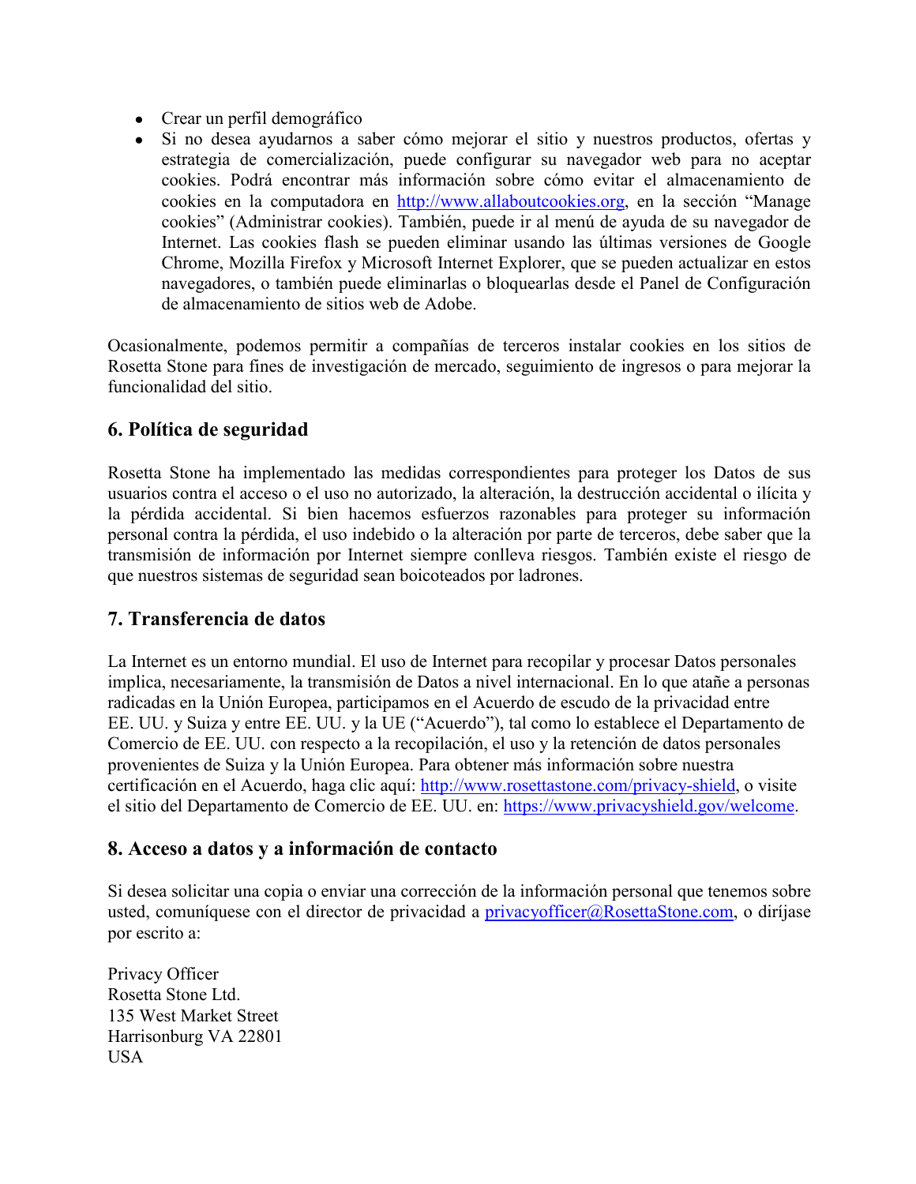- Crear un perfil demográfico
- Si no desea ayudarnos a saber cómo mejorar el sitio y nuestros productos, ofertas y estrategia de comercialización, puede configurar su navegador web para no aceptar cookies. Podrá encontrar más información sobre cómo evitar el almacenamiento de cookies en la computadora en http://www.allaboutcookies.org, en la sección "Manage cookies" (Administrar cookies). También, puede ir al menú de ayuda de su navegador de Internet. Las cookies flash se pueden eliminar usando las últimas versiones de Google Chrome, Mozilla Firefox y Microsoft Internet Explorer, que se pueden actualizar en estos navegadores, o también puede eliminarlas o bloquearlas desde el Panel de Configuración de almacenamiento de sitios web de Adobe.

Ocasionalmente, podemos permitir a compañías de terceros instalar cookies en los sitios de Rosetta Stone para fines de investigación de mercado, seguimiento de ingresos o para mejorar la funcionalidad del sitio.

## 6. Política de seguridad

Rosetta Stone ha implementado las medidas correspondientes para proteger los Datos de sus usuarios contra el acceso o el uso no autorizado, la alteración, la destrucción accidental o ilícita y la pérdida accidental. Si bien hacemos esfuerzos razonables para proteger su información personal contra la pérdida, el uso indebido o la alteración por parte de terceros, debe saber que la transmisión de información por Internet siempre conlleva riesgos. También existe el riesgo de que nuestros sistemas de seguridad sean boicoteados por ladrones.

## 7. Transferencia de datos

La Internet es un entorno mundial. El uso de Internet para recopilar y procesar Datos personales implica, necesariamente, la transmisión de Datos a nivel internacional. En lo que atañe a personas radicadas en la Unión Europea, participamos en el Acuerdo de escudo de la privacidad entre EE. UU. y Suiza y entre EE. UU. y la UE ("Acuerdo"), tal como lo establece el Departamento de Comercio de EE. UU. con respecto a la recopilación, el uso y la retención de datos personales provenientes de Suiza y la Unión Europea. Para obtener más información sobre nuestra certificación en el Acuerdo, haga clic aquí: http://www.rosettastone.com/privacy-shield, o visite el sitio del Departamento de Comercio de EE. UU. en: https://www.privacyshield.gov/welcome.

## 8. Acceso a datos y a información de contacto

Si desea solicitar una copia o enviar una corrección de la información personal que tenemos sobre usted, comuníquese con el director de privacidad a privacyofficer@RosettaStone.com, o diríjase por escrito a:

Privacy Officer
Rosetta Stone Ltd.
135 West Market Street
Harrisonburg VA 22801
USA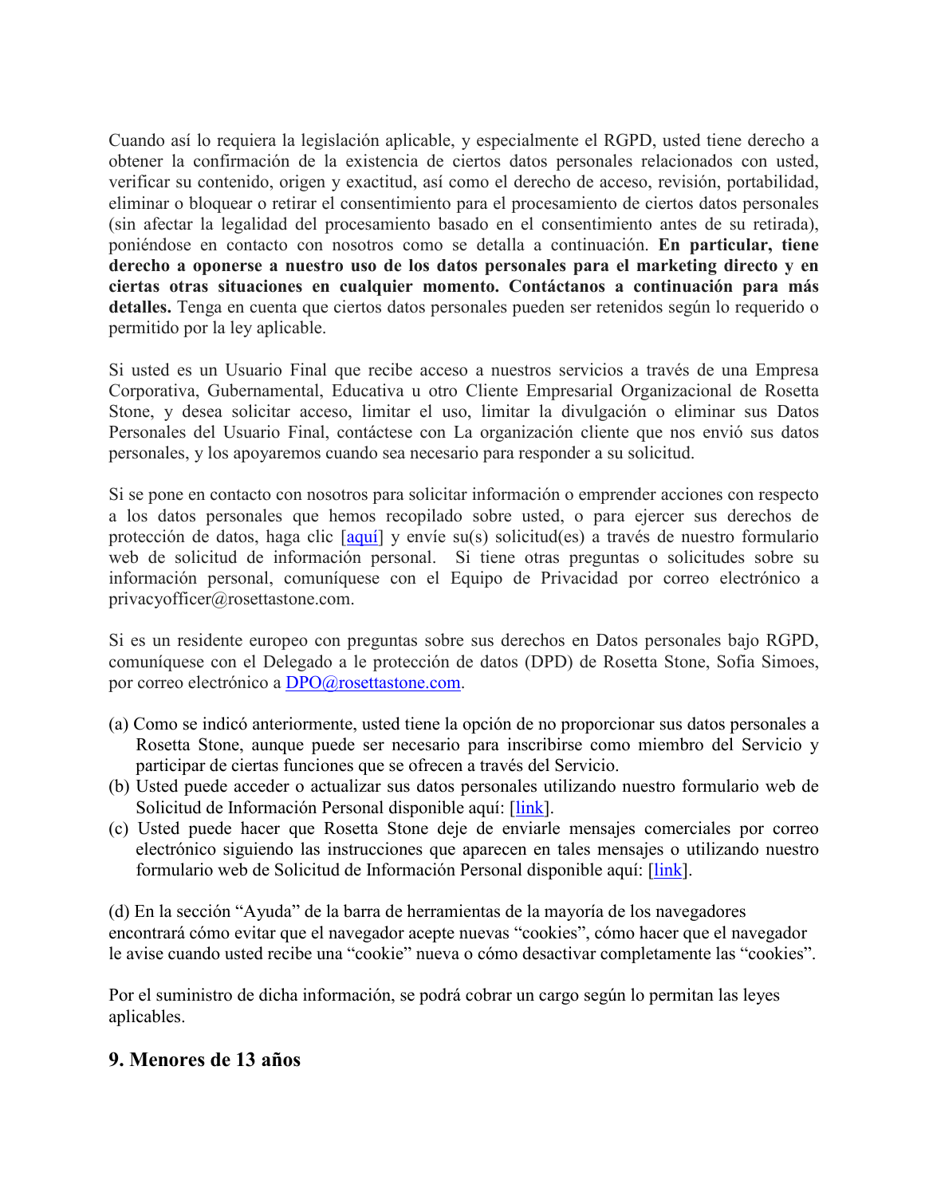Cuando así lo requiera la legislación aplicable, y especialmente el RGPD, usted tiene derecho a obtener la confirmación de la existencia de ciertos datos personales relacionados con usted, verificar su contenido, origen y exactitud, así como el derecho de acceso, revisión, portabilidad, eliminar o bloquear o retirar el consentimiento para el procesamiento de ciertos datos personales (sin afectar la legalidad del procesamiento basado en el consentimiento antes de su retirada), poniéndose en contacto con nosotros como se detalla a continuación. **En particular, tiene derecho a oponerse a nuestro uso de los datos personales para el marketing directo y en ciertas otras situaciones en cualquier momento. Contáctanos a continuación para más detalles.** Tenga en cuenta que ciertos datos personales pueden ser retenidos según lo requerido o permitido por la ley aplicable.

Si usted es un Usuario Final que recibe acceso a nuestros servicios a través de una Empresa Corporativa, Gubernamental, Educativa u otro Cliente Empresarial Organizacional de Rosetta Stone, y desea solicitar acceso, limitar el uso, limitar la divulgación o eliminar sus Datos Personales del Usuario Final, contáctese con La organización cliente que nos envió sus datos personales, y los apoyaremos cuando sea necesario para responder a su solicitud.

Si se pone en contacto con nosotros para solicitar información o emprender acciones con respecto a los datos personales que hemos recopilado sobre usted, o para ejercer sus derechos de protección de datos, haga clic [aquí] y envíe su(s) solicitud(es) a través de nuestro formulario web de solicitud de información personal. Si tiene otras preguntas o solicitudes sobre su información personal, comuníquese con el Equipo de Privacidad por correo electrónico a privacyofficer@rosettastone.com.

Si es un residente europeo con preguntas sobre sus derechos en Datos personales bajo RGPD, comuníquese con el Delegado a le protección de datos (DPD) de Rosetta Stone, Sofia Simoes, por correo electrónico a DPO@rosettastone.com.

(a) Como se indicó anteriormente, usted tiene la opción de no proporcionar sus datos personales a Rosetta Stone, aunque puede ser necesario para inscribirse como miembro del Servicio y participar de ciertas funciones que se ofrecen a través del Servicio.
(b) Usted puede acceder o actualizar sus datos personales utilizando nuestro formulario web de Solicitud de Información Personal disponible aquí: [link].
(c) Usted puede hacer que Rosetta Stone deje de enviarle mensajes comerciales por correo electrónico siguiendo las instrucciones que aparecen en tales mensajes o utilizando nuestro formulario web de Solicitud de Información Personal disponible aquí: [link].

(d) En la sección "Ayuda" de la barra de herramientas de la mayoría de los navegadores encontrará cómo evitar que el navegador acepte nuevas "cookies", cómo hacer que el navegador le avise cuando usted recibe una "cookie" nueva o cómo desactivar completamente las "cookies".

Por el suministro de dicha información, se podrá cobrar un cargo según lo permitan las leyes aplicables.

## 9. Menores de 13 años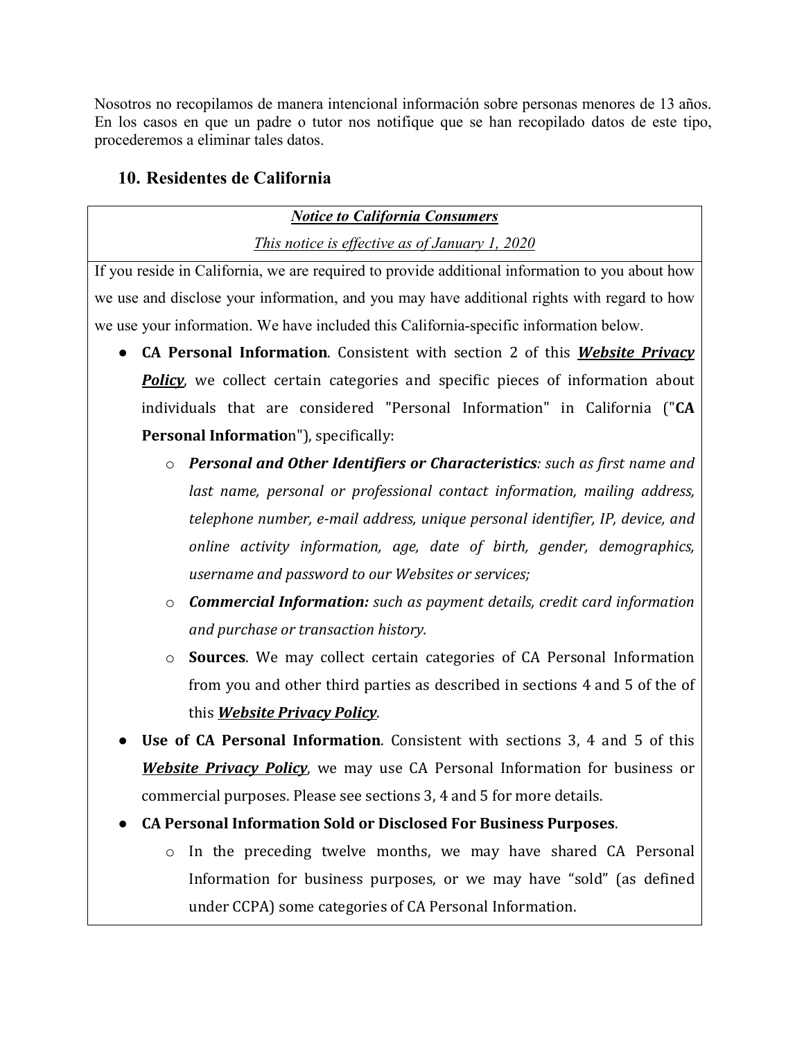Nosotros no recopilamos de manera intencional información sobre personas menores de 13 años. En los casos en que un padre o tutor nos notifique que se han recopilado datos de este tipo, procederemos a eliminar tales datos.

## 10. Residentes de California

***Notice to California Consumers***

*This notice is effective as of January 1, 2020*

If you reside in California, we are required to provide additional information to you about how we use and disclose your information, and you may have additional rights with regard to how we use your information. We have included this California-specific information below.

- **CA Personal Information**. Consistent with section 2 of this ***Website Privacy Policy***, we collect certain categories and specific pieces of information about individuals that are considered "Personal Information" in California ("**CA Personal Informatio**n"), specifically:
  - ***Personal and Other Identifiers or Characteristics****: such as first name and last name, personal or professional contact information, mailing address, telephone number, e-mail address, unique personal identifier, IP, device, and online activity information, age, date of birth, gender, demographics, username and password to our Websites or services;*
  - ***Commercial Information:*** *such as payment details, credit card information and purchase or transaction history.*
  - **Sources**. We may collect certain categories of CA Personal Information from you and other third parties as described in sections 4 and 5 of the of this ***Website Privacy Policy***.
- **Use of CA Personal Information**. Consistent with sections 3, 4 and 5 of this ***Website Privacy Policy***, we may use CA Personal Information for business or commercial purposes. Please see sections 3, 4 and 5 for more details.
- **CA Personal Information Sold or Disclosed For Business Purposes**.
  - In the preceding twelve months, we may have shared CA Personal Information for business purposes, or we may have "sold" (as defined under CCPA) some categories of CA Personal Information.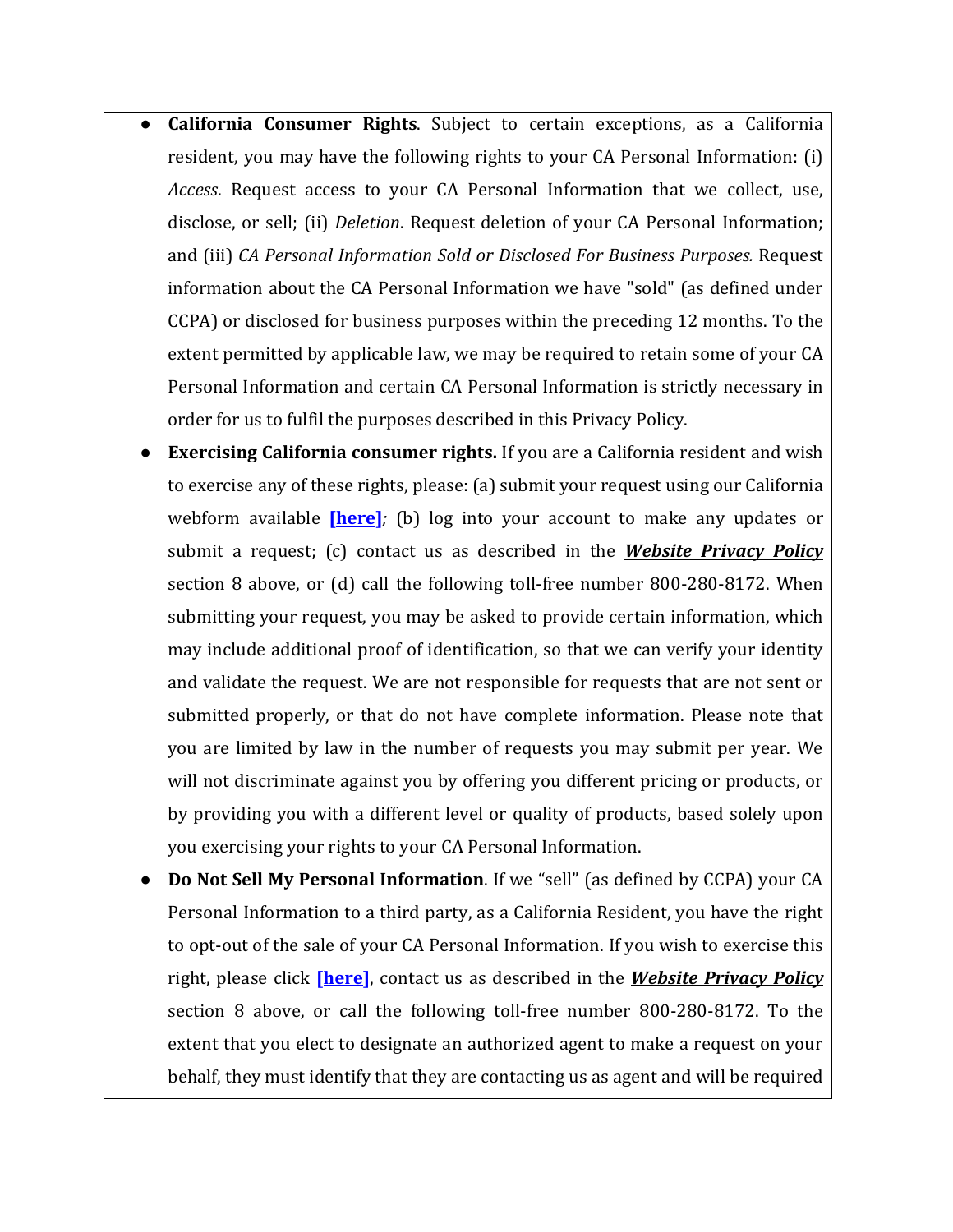- **California Consumer Rights**. Subject to certain exceptions, as a California resident, you may have the following rights to your CA Personal Information: (i) *Access*. Request access to your CA Personal Information that we collect, use, disclose, or sell; (ii) *Deletion*. Request deletion of your CA Personal Information; and (iii) *CA Personal Information Sold or Disclosed For Business Purposes.* Request information about the CA Personal Information we have "sold" (as defined under CCPA) or disclosed for business purposes within the preceding 12 months. To the extent permitted by applicable law, we may be required to retain some of your CA Personal Information and certain CA Personal Information is strictly necessary in order for us to fulfil the purposes described in this Privacy Policy.
- **Exercising California consumer rights.** If you are a California resident and wish to exercise any of these rights, please: (a) submit your request using our California webform available **[here]***;* (b) log into your account to make any updates or submit a request; (c) contact us as described in the ***Website Privacy Policy*** section 8 above, or (d) call the following toll-free number 800-280-8172. When submitting your request, you may be asked to provide certain information, which may include additional proof of identification, so that we can verify your identity and validate the request. We are not responsible for requests that are not sent or submitted properly, or that do not have complete information. Please note that you are limited by law in the number of requests you may submit per year. We will not discriminate against you by offering you different pricing or products, or by providing you with a different level or quality of products, based solely upon you exercising your rights to your CA Personal Information.
- **Do Not Sell My Personal Information**. If we "sell" (as defined by CCPA) your CA Personal Information to a third party, as a California Resident, you have the right to opt-out of the sale of your CA Personal Information. If you wish to exercise this right, please click **[here]**, contact us as described in the ***Website Privacy Policy*** section 8 above, or call the following toll-free number 800-280-8172. To the extent that you elect to designate an authorized agent to make a request on your behalf, they must identify that they are contacting us as agent and will be required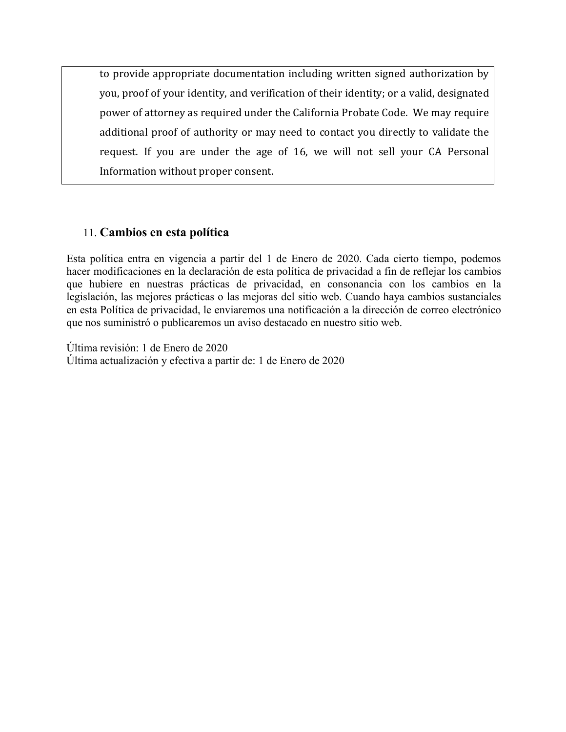to provide appropriate documentation including written signed authorization by you, proof of your identity, and verification of their identity; or a valid, designated power of attorney as required under the California Probate Code. We may require additional proof of authority or may need to contact you directly to validate the request. If you are under the age of 16, we will not sell your CA Personal Information without proper consent.

## 11. Cambios en esta política

Esta política entra en vigencia a partir del 1 de Enero de 2020. Cada cierto tiempo, podemos hacer modificaciones en la declaración de esta política de privacidad a fin de reflejar los cambios que hubiere en nuestras prácticas de privacidad, en consonancia con los cambios en la legislación, las mejores prácticas o las mejoras del sitio web. Cuando haya cambios sustanciales en esta Política de privacidad, le enviaremos una notificación a la dirección de correo electrónico que nos suministró o publicaremos un aviso destacado en nuestro sitio web.

Última revisión: 1 de Enero de 2020
Última actualización y efectiva a partir de: 1 de Enero de 2020